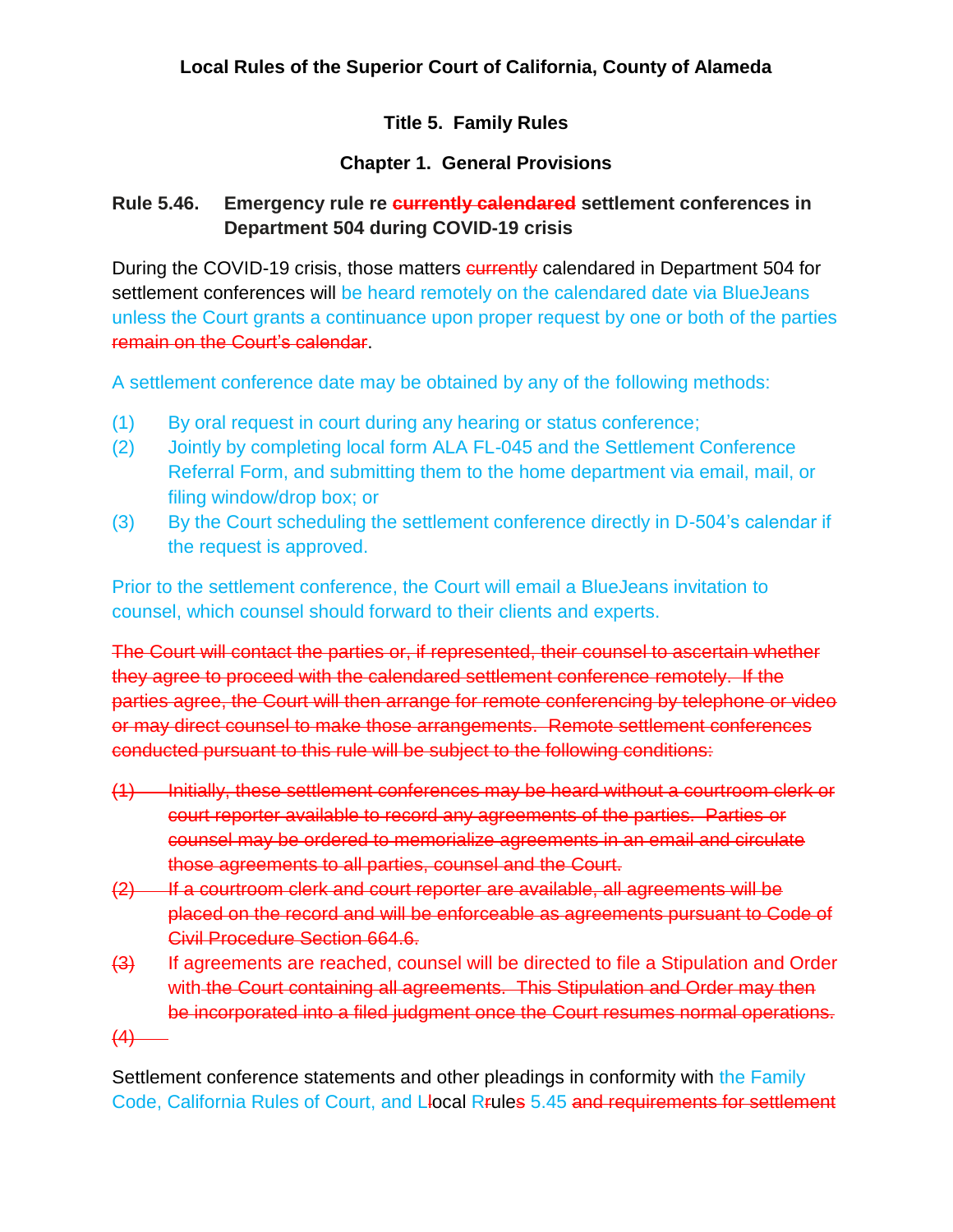**Local Rules of the Superior Court of California, County of Alameda**

**Title 5. Family Rules**

**Chapter 1. General Provisions**

**Rule 5.46. Emergency rule re ~~currently calendared~~ settlement conferences in Department 504 during COVID-19 crisis**

During the COVID-19 crisis, those matters ~~currently~~ calendared in Department 504 for settlement conferences will be heard remotely on the calendared date via BlueJeans unless the Court grants a continuance upon proper request by one or both of the parties ~~remain on the Court's calendar~~.

A settlement conference date may be obtained by any of the following methods:

(1) By oral request in court during any hearing or status conference;
(2) Jointly by completing local form ALA FL-045 and the Settlement Conference Referral Form, and submitting them to the home department via email, mail, or filing window/drop box; or
(3) By the Court scheduling the settlement conference directly in D-504's calendar if the request is approved.

Prior to the settlement conference, the Court will email a BlueJeans invitation to counsel, which counsel should forward to their clients and experts.

~~The Court will contact the parties or, if represented, their counsel to ascertain whether they agree to proceed with the calendared settlement conference remotely. If the parties agree, the Court will then arrange for remote conferencing by telephone or video or may direct counsel to make those arrangements. Remote settlement conferences conducted pursuant to this rule will be subject to the following conditions:~~

~~(1) Initially, these settlement conferences may be heard without a courtroom clerk or court reporter available to record any agreements of the parties. Parties or counsel may be ordered to memorialize agreements in an email and circulate those agreements to all parties, counsel and the Court.~~
~~(2) If a courtroom clerk and court reporter are available, all agreements will be placed on the record and will be enforceable as agreements pursuant to Code of Civil Procedure Section 664.6.~~
~~(3)~~ If agreements are reached, counsel will be directed to file a Stipulation and Order with ~~the Court containing all agreements. This Stipulation and Order may then be incorporated into a filed judgment once the Court resumes normal operations.~~
~~(4)~~

Settlement conference statements and other pleadings in conformity with the Family Code, California Rules of Court, and L~~l~~ocal R~~r~~ule~~s~~ 5.45 ~~and requirements for settlement~~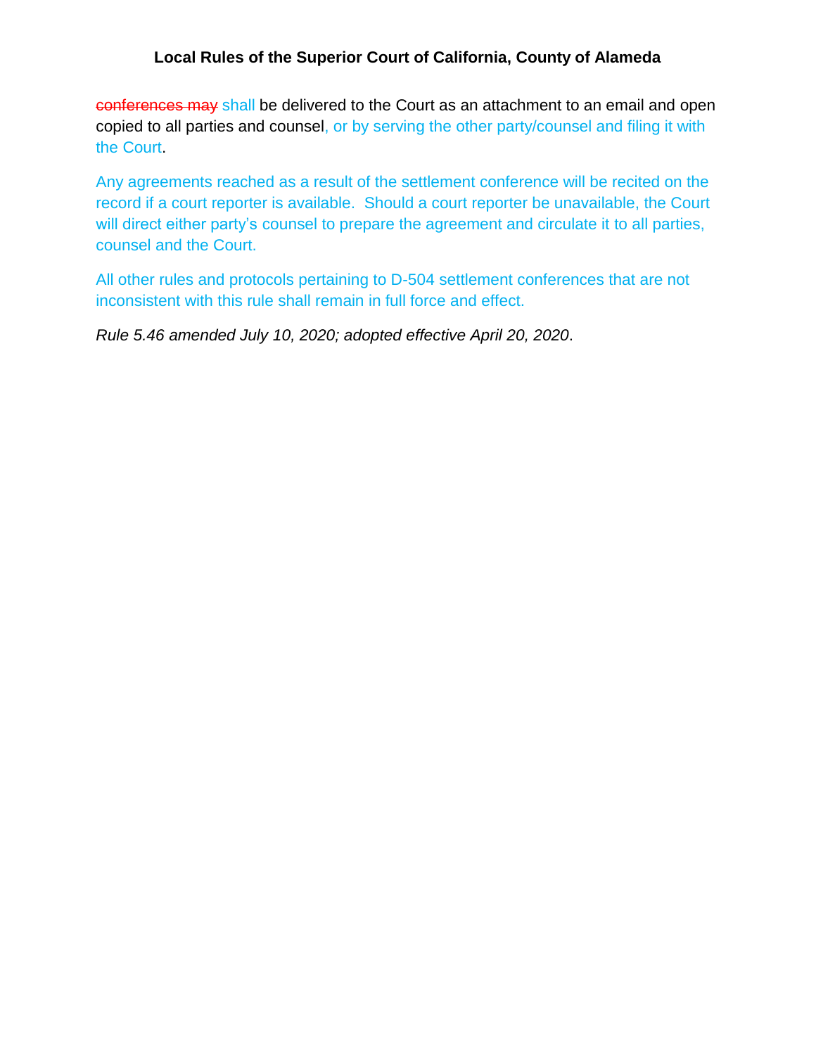~~conferences may~~ shall be delivered to the Court as an attachment to an email and open copied to all parties and counsel, or by serving the other party/counsel and filing it with the Court.

Any agreements reached as a result of the settlement conference will be recited on the record if a court reporter is available. Should a court reporter be unavailable, the Court will direct either party's counsel to prepare the agreement and circulate it to all parties, counsel and the Court.

All other rules and protocols pertaining to D-504 settlement conferences that are not inconsistent with this rule shall remain in full force and effect.

*Rule 5.46 amended July 10, 2020; adopted effective April 20, 2020*.